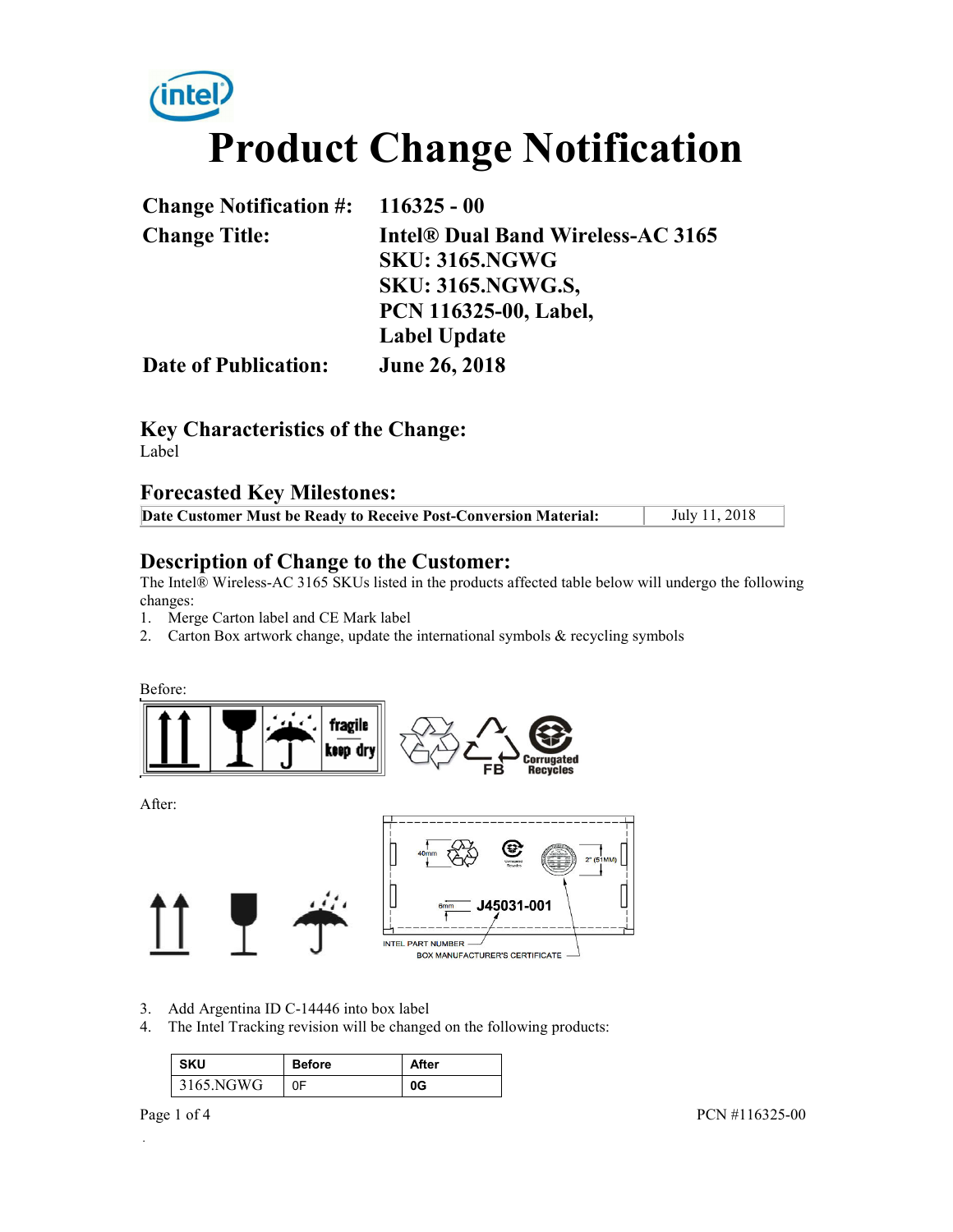# Product Change Notification

| | |
|---|---|
| **Change Notification #:** | **116325 - 00** |
| **Change Title:** | **Intel® Dual Band Wireless-AC 3165**<br>**SKU: 3165.NGWG**<br>**SKU: 3165.NGWG.S,**<br>**PCN 116325-00, Label,**<br>**Label Update** |
| **Date of Publication:** | **June 26, 2018** |

## Key Characteristics of the Change:

Label

## Forecasted Key Milestones:

| **Date Customer Must be Ready to Receive Post-Conversion Material:** | July 11, 2018 |
|---|---|

## Description of Change to the Customer:

The Intel® Wireless-AC 3165 SKUs listed in the products affected table below will undergo the following changes:

1. Merge Carton label and CE Mark label
2. Carton Box artwork change, update the international symbols & recycling symbols

Before:

fragile keep dry

FB Corrugated Recycles

After:

40mm 2" (51MM)

8mm J45031-001

INTEL PART NUMBER

BOX MANUFACTURER'S CERTIFICATE

3. Add Argentina ID C-14446 into box label
4. The Intel Tracking revision will be changed on the following products:

| SKU | Before | After |
|---|---|---|
| 3165.NGWG | 0F | 0G |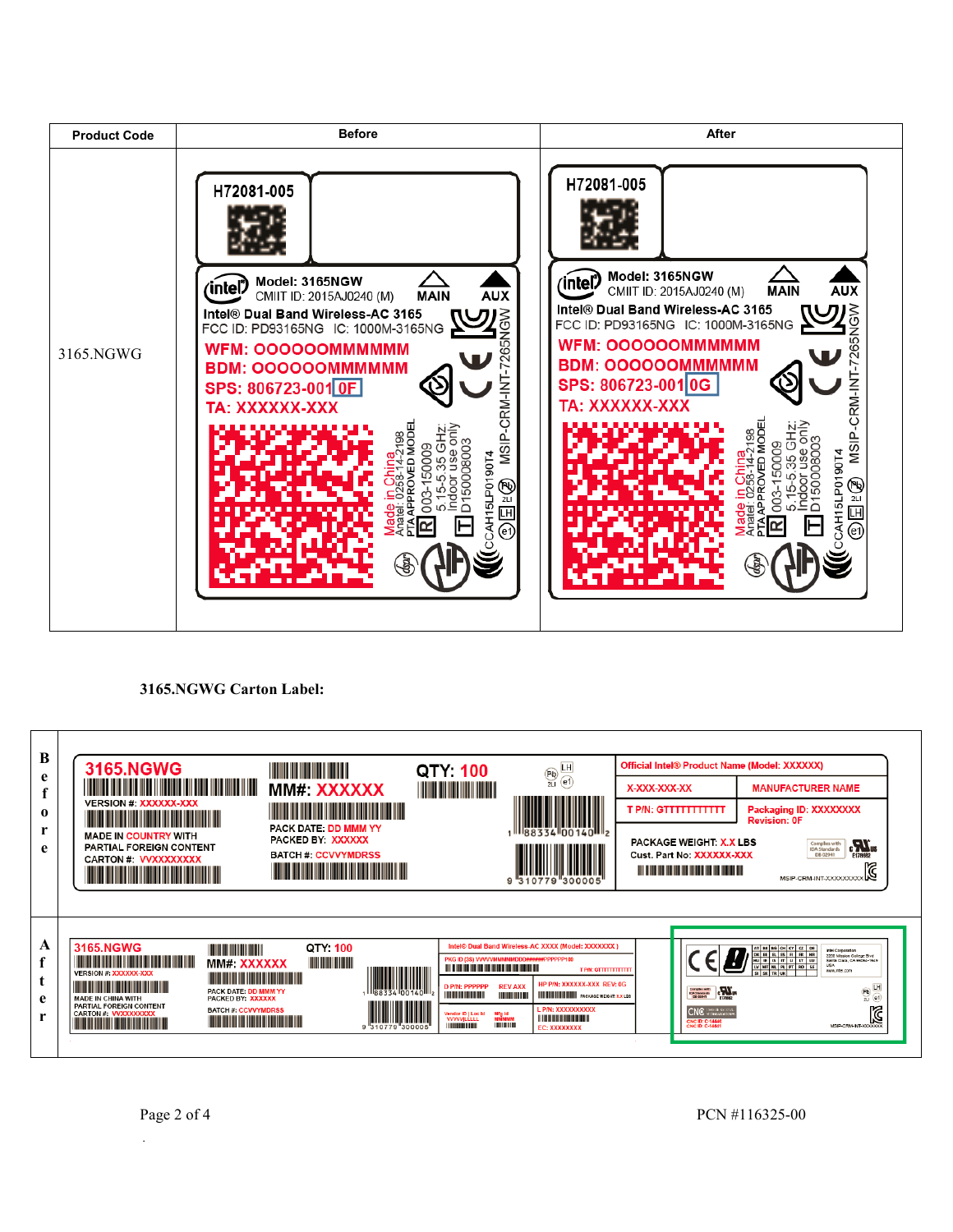| Product Code | Before | After |
|---|---|---|
| 3165.NGWG | H72081-005<br>Model: 3165NGW<br>CMIIT ID: 2015AJ0240 (M)<br>MAIN AUX<br>Intel® Dual Band Wireless-AC 3165<br>FCC ID: PD93165NG IC: 1000M-3165NG<br>WFM: OOOOOOMMMMMM<br>BDM: OOOOOOMMMMMM<br>SPS: 806723-001 0F<br>TA: XXXXXX-XXX<br>MSIP-CRM-INT-7265NGW<br>Made in China<br>Anatel: 0258-14-2198<br>PTA APPROVED MODEL<br>003-150009<br>5.15-5.35 GHz: Indoor use only<br>D150008003<br>CCAH15LP0190T4 | H72081-005<br>Model: 3165NGW<br>CMIIT ID: 2015AJ0240 (M)<br>MAIN AUX<br>Intel® Dual Band Wireless-AC 3165<br>FCC ID: PD93165NG IC: 1000M-3165NG<br>WFM: OOOOOOMMMMMM<br>BDM: OOOOOOMMMMMM<br>SPS: 806723-001 0G<br>TA: XXXXXX-XXX<br>MSIP-CRM-INT-7265NGW<br>Made in China<br>Anatel: 0258-14-2198<br>PTA APPROVED MODEL<br>003-150009<br>5.15-5.35 GHz: Indoor use only<br>D150008003<br>CCAH15LP0190T4 |

**3165.NGWG Carton Label:**

| | |
|---|---|
| Before | 3165.NGWG<br>VERSION #: XXXXXX-XXX<br>MADE IN COUNTRY WITH PARTIAL FOREIGN CONTENT<br>CARTON #: VVXXXXXXXX<br>MM#: XXXXXX<br>PACK DATE: DD MMM YY<br>PACKED BY: XXXXXX<br>BATCH #: CCVVYMDRSS<br>QTY: 100<br>1 88334 00140 2<br>9 310779 300005<br>Official Intel® Product Name (Model: XXXXXX)<br>X-XXX-XXX-XX<br>MANUFACTURER NAME<br>T P/N: GTTTTTTTTTTT<br>Packaging ID: XXXXXXXX<br>Revision: 0F<br>PACKAGE WEIGHT: X.X LBS<br>Cust. Part No: XXXXXX-XXX<br>MSIP-CRM-INT-XXXXXXXXX |
| After | 3165.NGWG<br>VERSION #: XXXXXX-XXX<br>MADE IN CHINA WITH PARTIAL FOREIGN CONTENT<br>CARTON #: VVXXXXXXXX<br>MM#: XXXXXX<br>PACK DATE: DD MMM YY<br>PACKED BY: XXXXXX<br>BATCH #: CCVVYMDRSS<br>QTY: 100<br>1 88334 00140 2<br>9 310779 300005<br>Intel® Dual Band Wireless-AC XXXX (Model: XXXXXXX)<br>PKG ID (3S) VVVVMMMMDDD#####PPPPP100<br>T P/N: GTTTTTTTTTTT<br>D P/N: PPPPPP REV AXX<br>HP P/N: XXXXXX-XXX REV: 0G<br>PACKAGE WEIGHT: X.X LBS<br>Vendor ID / Loc Id VVVVVLLLLL<br>Mfg Id MMMMM<br>L P/N: XXXXXXXXXX<br>EC: XXXXXXXX<br>Intel Corporation<br>2200 Mission College Blvd<br>Santa Clara, CA 95054-1549<br>USA<br>www.intel.com<br>CNC ID: C-14441<br>CNC ID: C-14441<br>MSIP-CRM-INT-XXXXXXX |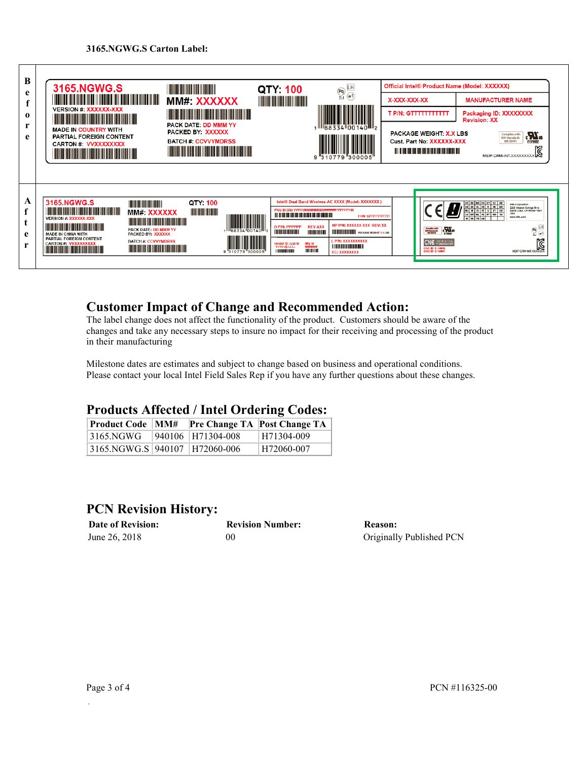**3165.NGWG.S Carton Label:**

| | |
|---|---|
| Before | 3165.NGWG.S<br>VERSION #: XXXXXX-XXX<br>MADE IN COUNTRY WITH PARTIAL FOREIGN CONTENT<br>CARTON #: VVXXXXXXXXX<br>MM#: XXXXXX<br>PACK DATE: DD MMM YY<br>PACKED BY: XXXXXX<br>BATCH #: CCVVYMDRSS<br>QTY: 100<br>Official Intel® Product Name (Model: XXXXXX)<br>X-XXX-XXX-XX<br>MANUFACTURER NAME<br>T P/N: GTTTTTTTTTTT<br>Packaging ID: XXXXXXXX Revision: XX<br>PACKAGE WEIGHT: X.X LBS<br>Cust. Part No: XXXXXX-XXX<br>MSIP-CRM-INT-XXXXXXXXX |
| After | 3165.NGWG.S<br>VERSION #: XXXXXX-XXX<br>MADE IN CHINA WITH PARTIAL FOREIGN CONTENT<br>CARTON #: VVXXXXXXXXX<br>MM#: XXXXXX<br>PACK DATE: DD MMM YY<br>PACKED BY: XXXXXX<br>BATCH #: CCVVYMDRSS<br>QTY: 100<br>Intel® Dual Band Wireless-AC XXXX (Model: XXXXXXX)<br>PKG ID (3S) VVVVVMMMMDDD#####PPPPPP100<br>T P/N: GTTTTTTTTTTT<br>D P/N: PPPPPP REV AXX<br>HP P/N: XXXXXX-XXX REV: XX<br>PACKAGE WEIGHT: X.X LBS<br>Vendor ID \| Loc Id VVVV\|LLLLL<br>Mfg Id MMMMMM<br>L P/N: XXXXXXXXXX<br>EC: XXXXXXXX<br>CNC ID: C-14440<br>CNC ID: C-14441<br>MSIP-CRM-INT-XXXXXX |

## Customer Impact of Change and Recommended Action:

The label change does not affect the functionality of the product. Customers should be aware of the changes and take any necessary steps to insure no impact for their receiving and processing of the product in their manufacturing

Milestone dates are estimates and subject to change based on business and operational conditions. Please contact your local Intel Field Sales Rep if you have any further questions about these changes.

## Products Affected / Intel Ordering Codes:

| Product Code | MM# | Pre Change TA | Post Change TA |
|---|---|---|---|
| 3165.NGWG | 940106 | H71304-008 | H71304-009 |
| 3165.NGWG.S | 940107 | H72060-006 | H72060-007 |

## PCN Revision History:

| Date of Revision: | Revision Number: | Reason: |
|---|---|---|
| June 26, 2018 | 00 | Originally Published PCN |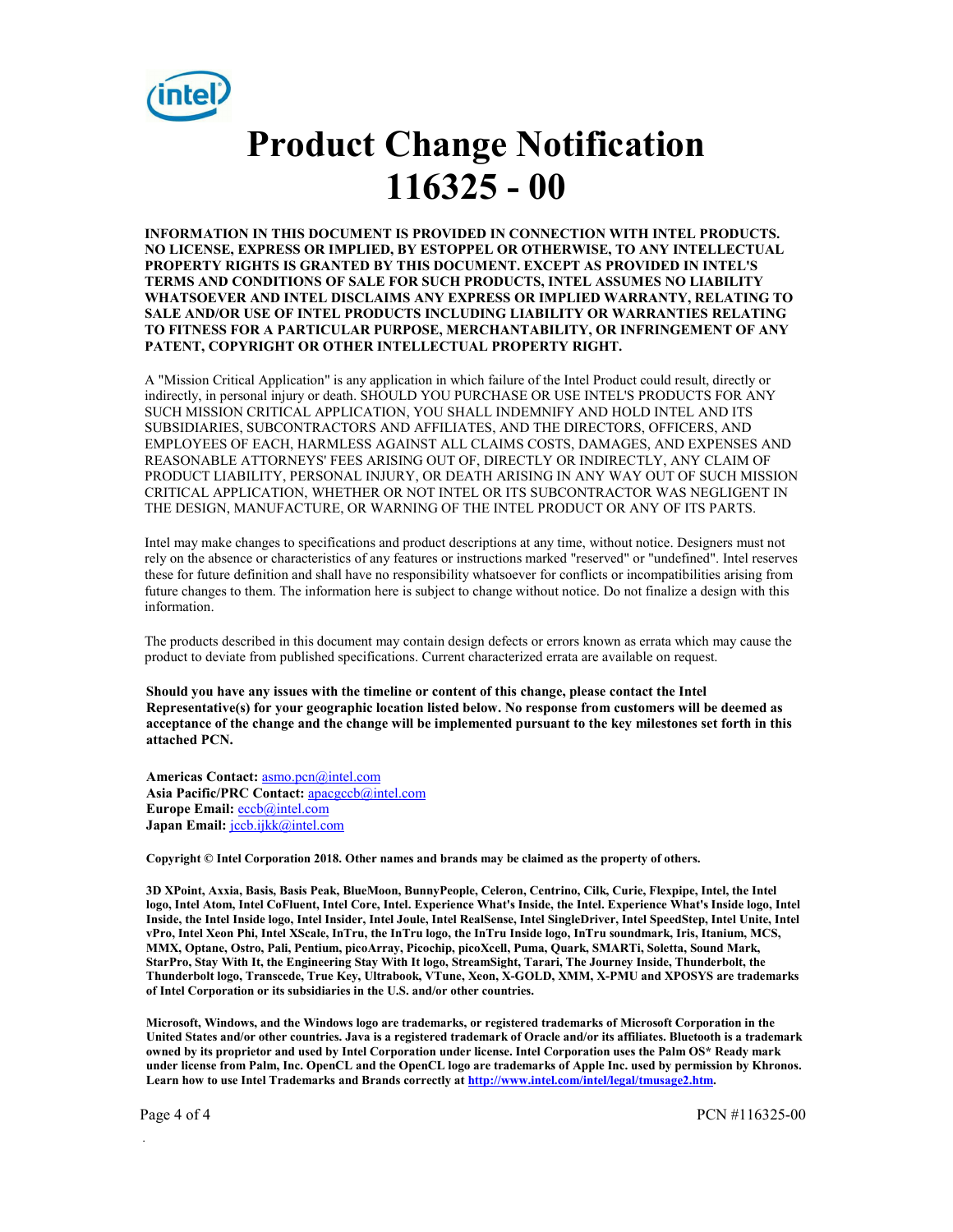# Product Change Notification 116325 - 00

**INFORMATION IN THIS DOCUMENT IS PROVIDED IN CONNECTION WITH INTEL PRODUCTS. NO LICENSE, EXPRESS OR IMPLIED, BY ESTOPPEL OR OTHERWISE, TO ANY INTELLECTUAL PROPERTY RIGHTS IS GRANTED BY THIS DOCUMENT. EXCEPT AS PROVIDED IN INTEL'S TERMS AND CONDITIONS OF SALE FOR SUCH PRODUCTS, INTEL ASSUMES NO LIABILITY WHATSOEVER AND INTEL DISCLAIMS ANY EXPRESS OR IMPLIED WARRANTY, RELATING TO SALE AND/OR USE OF INTEL PRODUCTS INCLUDING LIABILITY OR WARRANTIES RELATING TO FITNESS FOR A PARTICULAR PURPOSE, MERCHANTABILITY, OR INFRINGEMENT OF ANY PATENT, COPYRIGHT OR OTHER INTELLECTUAL PROPERTY RIGHT.**

A "Mission Critical Application" is any application in which failure of the Intel Product could result, directly or indirectly, in personal injury or death. SHOULD YOU PURCHASE OR USE INTEL'S PRODUCTS FOR ANY SUCH MISSION CRITICAL APPLICATION, YOU SHALL INDEMNIFY AND HOLD INTEL AND ITS SUBSIDIARIES, SUBCONTRACTORS AND AFFILIATES, AND THE DIRECTORS, OFFICERS, AND EMPLOYEES OF EACH, HARMLESS AGAINST ALL CLAIMS COSTS, DAMAGES, AND EXPENSES AND REASONABLE ATTORNEYS' FEES ARISING OUT OF, DIRECTLY OR INDIRECTLY, ANY CLAIM OF PRODUCT LIABILITY, PERSONAL INJURY, OR DEATH ARISING IN ANY WAY OUT OF SUCH MISSION CRITICAL APPLICATION, WHETHER OR NOT INTEL OR ITS SUBCONTRACTOR WAS NEGLIGENT IN THE DESIGN, MANUFACTURE, OR WARNING OF THE INTEL PRODUCT OR ANY OF ITS PARTS.

Intel may make changes to specifications and product descriptions at any time, without notice. Designers must not rely on the absence or characteristics of any features or instructions marked "reserved" or "undefined". Intel reserves these for future definition and shall have no responsibility whatsoever for conflicts or incompatibilities arising from future changes to them. The information here is subject to change without notice. Do not finalize a design with this information.

The products described in this document may contain design defects or errors known as errata which may cause the product to deviate from published specifications. Current characterized errata are available on request.

**Should you have any issues with the timeline or content of this change, please contact the Intel Representative(s) for your geographic location listed below. No response from customers will be deemed as acceptance of the change and the change will be implemented pursuant to the key milestones set forth in this attached PCN.**

**Americas Contact:** asmo.pcn@intel.com
**Asia Pacific/PRC Contact:** apacgccb@intel.com
**Europe Email:** eccb@intel.com
**Japan Email:** jccb.ijkk@intel.com

**Copyright © Intel Corporation 2018. Other names and brands may be claimed as the property of others.**

**3D XPoint, Axxia, Basis, Basis Peak, BlueMoon, BunnyPeople, Celeron, Centrino, Cilk, Curie, Flexpipe, Intel, the Intel logo, Intel Atom, Intel CoFluent, Intel Core, Intel. Experience What's Inside, the Intel. Experience What's Inside logo, Intel Inside, the Intel Inside logo, Intel Insider, Intel Joule, Intel RealSense, Intel SingleDriver, Intel SpeedStep, Intel Unite, Intel vPro, Intel Xeon Phi, Intel XScale, InTru, the InTru logo, the InTru Inside logo, InTru soundmark, Iris, Itanium, MCS, MMX, Optane, Ostro, Pali, Pentium, picoArray, Picochip, picoXcell, Puma, Quark, SMARTi, Soletta, Sound Mark, StarPro, Stay With It, the Engineering Stay With It logo, StreamSight, Tarari, The Journey Inside, Thunderbolt, the Thunderbolt logo, Transcede, True Key, Ultrabook, VTune, Xeon, X-GOLD, XMM, X-PMU and XPOSYS are trademarks of Intel Corporation or its subsidiaries in the U.S. and/or other countries.**

**Microsoft, Windows, and the Windows logo are trademarks, or registered trademarks of Microsoft Corporation in the United States and/or other countries. Java is a registered trademark of Oracle and/or its affiliates. Bluetooth is a trademark owned by its proprietor and used by Intel Corporation under license. Intel Corporation uses the Palm OS* Ready mark under license from Palm, Inc. OpenCL and the OpenCL logo are trademarks of Apple Inc. used by permission by Khronos. Learn how to use Intel Trademarks and Brands correctly at http://www.intel.com/intel/legal/tmusage2.htm.**